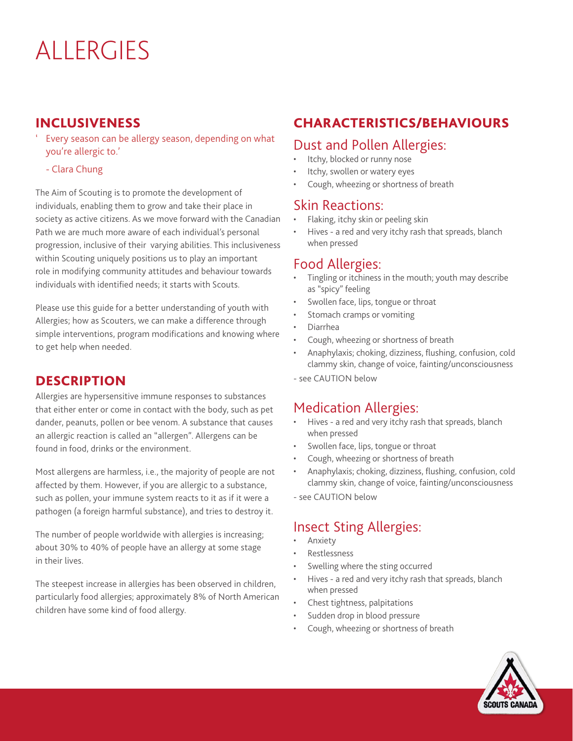# ALLERGIES

## INCLUSIVENESS

'Every season can be allergy season, depending on what you're allergic to.'

- Clara Chung

The Aim of Scouting is to promote the development of individuals, enabling them to grow and take their place in society as active citizens. As we move forward with the Canadian Path we are much more aware of each individual's personal progression, inclusive of their varying abilities. This inclusiveness within Scouting uniquely positions us to play an important role in modifying community attitudes and behaviour towards individuals with identified needs; it starts with Scouts.

Please use this guide for a better understanding of youth with Allergies; how as Scouters, we can make a difference through simple interventions, program modifications and knowing where to get help when needed.

## DESCRIPTION

Allergies are hypersensitive immune responses to substances that either enter or come in contact with the body, such as pet dander, peanuts, pollen or bee venom. A substance that causes an allergic reaction is called an "allergen". Allergens can be found in food, drinks or the environment.

Most allergens are harmless, i.e., the majority of people are not affected by them. However, if you are allergic to a substance, such as pollen, your immune system reacts to it as if it were a pathogen (a foreign harmful substance), and tries to destroy it.

The number of people worldwide with allergies is increasing; about 30% to 40% of people have an allergy at some stage in their lives.

The steepest increase in allergies has been observed in children, particularly food allergies; approximately 8% of North American children have some kind of food allergy.

## CHARACTERISTICS/BEHAVIOURS

### Dust and Pollen Allergies:

- Itchy, blocked or runny nose
- Itchy, swollen or watery eyes
- Cough, wheezing or shortness of breath

### Skin Reactions:

- Flaking, itchy skin or peeling skin
- Hives - a red and very itchy rash that spreads, blanch when pressed

### Food Allergies:

- Tingling or itchiness in the mouth; youth may describe as "spicy" feeling
- Swollen face, lips, tongue or throat
- Stomach cramps or vomiting
- Diarrhea
- Cough, wheezing or shortness of breath
- Anaphylaxis; choking, dizziness, flushing, confusion, cold clammy skin, change of voice, fainting/unconsciousness

- see CAUTION below

### Medication Allergies:

- Hives - a red and very itchy rash that spreads, blanch when pressed
- Swollen face, lips, tongue or throat
- Cough, wheezing or shortness of breath
- Anaphylaxis; choking, dizziness, flushing, confusion, cold clammy skin, change of voice, fainting/unconsciousness

- see CAUTION below

### Insect Sting Allergies:

- Anxiety
- Restlessness
- Swelling where the sting occurred
- Hives - a red and very itchy rash that spreads, blanch when pressed
- Chest tightness, palpitations
- Sudden drop in blood pressure
- Cough, wheezing or shortness of breath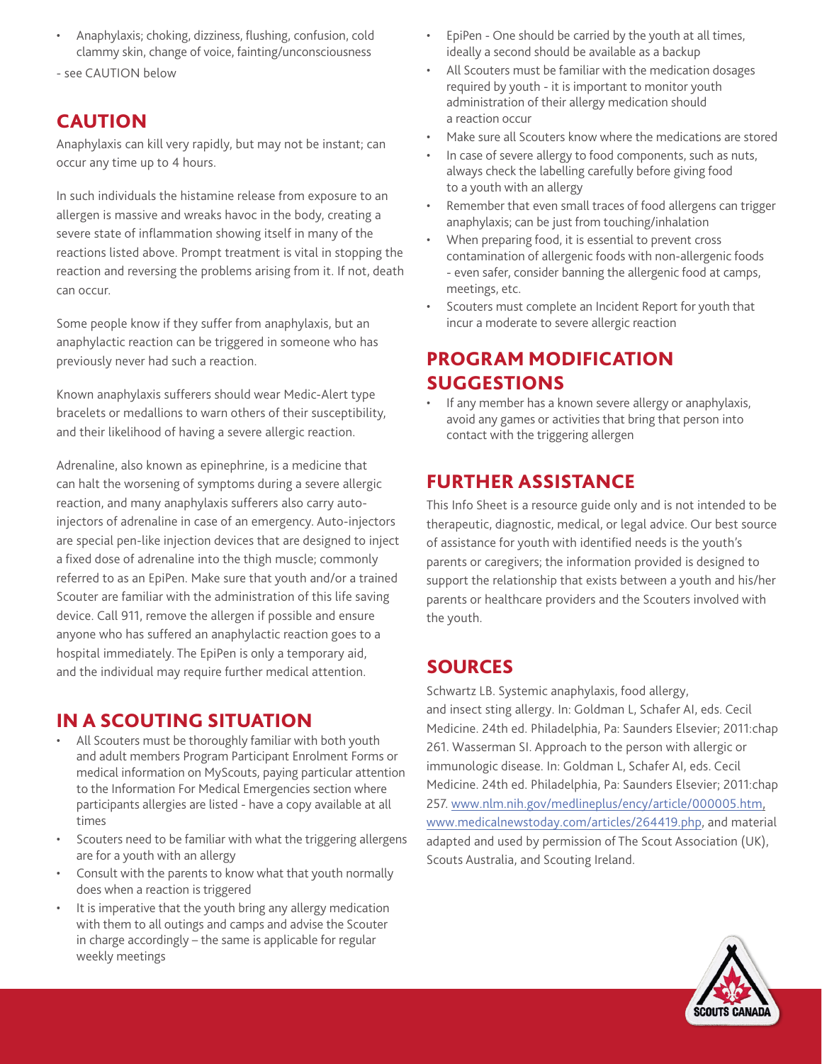- Anaphylaxis; choking, dizziness, flushing, confusion, cold clammy skin, change of voice, fainting/unconsciousness

- see CAUTION below

## CAUTION

Anaphylaxis can kill very rapidly, but may not be instant; can occur any time up to 4 hours.

In such individuals the histamine release from exposure to an allergen is massive and wreaks havoc in the body, creating a severe state of inflammation showing itself in many of the reactions listed above. Prompt treatment is vital in stopping the reaction and reversing the problems arising from it. If not, death can occur.

Some people know if they suffer from anaphylaxis, but an anaphylactic reaction can be triggered in someone who has previously never had such a reaction.

Known anaphylaxis sufferers should wear Medic-Alert type bracelets or medallions to warn others of their susceptibility, and their likelihood of having a severe allergic reaction.

Adrenaline, also known as epinephrine, is a medicine that can halt the worsening of symptoms during a severe allergic reaction, and many anaphylaxis sufferers also carry auto-injectors of adrenaline in case of an emergency. Auto-injectors are special pen-like injection devices that are designed to inject a fixed dose of adrenaline into the thigh muscle; commonly referred to as an EpiPen. Make sure that youth and/or a trained Scouter are familiar with the administration of this life saving device. Call 911, remove the allergen if possible and ensure anyone who has suffered an anaphylactic reaction goes to a hospital immediately. The EpiPen is only a temporary aid, and the individual may require further medical attention.

## IN A SCOUTING SITUATION

- All Scouters must be thoroughly familiar with both youth and adult members Program Participant Enrolment Forms or medical information on MyScouts, paying particular attention to the Information For Medical Emergencies section where participants allergies are listed - have a copy available at all times
- Scouters need to be familiar with what the triggering allergens are for a youth with an allergy
- Consult with the parents to know what that youth normally does when a reaction is triggered
- It is imperative that the youth bring any allergy medication with them to all outings and camps and advise the Scouter in charge accordingly – the same is applicable for regular weekly meetings
- EpiPen - One should be carried by the youth at all times, ideally a second should be available as a backup
- All Scouters must be familiar with the medication dosages required by youth - it is important to monitor youth administration of their allergy medication should a reaction occur
- Make sure all Scouters know where the medications are stored
- In case of severe allergy to food components, such as nuts, always check the labelling carefully before giving food to a youth with an allergy
- Remember that even small traces of food allergens can trigger anaphylaxis; can be just from touching/inhalation
- When preparing food, it is essential to prevent cross contamination of allergenic foods with non-allergenic foods - even safer, consider banning the allergenic food at camps, meetings, etc.
- Scouters must complete an Incident Report for youth that incur a moderate to severe allergic reaction

## PROGRAM MODIFICATION SUGGESTIONS

- If any member has a known severe allergy or anaphylaxis, avoid any games or activities that bring that person into contact with the triggering allergen

## FURTHER ASSISTANCE

This Info Sheet is a resource guide only and is not intended to be therapeutic, diagnostic, medical, or legal advice. Our best source of assistance for youth with identified needs is the youth's parents or caregivers; the information provided is designed to support the relationship that exists between a youth and his/her parents or healthcare providers and the Scouters involved with the youth.

## SOURCES

Schwartz LB. Systemic anaphylaxis, food allergy, and insect sting allergy. In: Goldman L, Schafer AI, eds. Cecil Medicine. 24th ed. Philadelphia, Pa: Saunders Elsevier; 2011:chap 261. Wasserman SI. Approach to the person with allergic or immunologic disease. In: Goldman L, Schafer AI, eds. Cecil Medicine. 24th ed. Philadelphia, Pa: Saunders Elsevier; 2011:chap 257. www.nlm.nih.gov/medlineplus/ency/article/000005.htm, www.medicalnewstoday.com/articles/264419.php, and material adapted and used by permission of The Scout Association (UK), Scouts Australia, and Scouting Ireland.